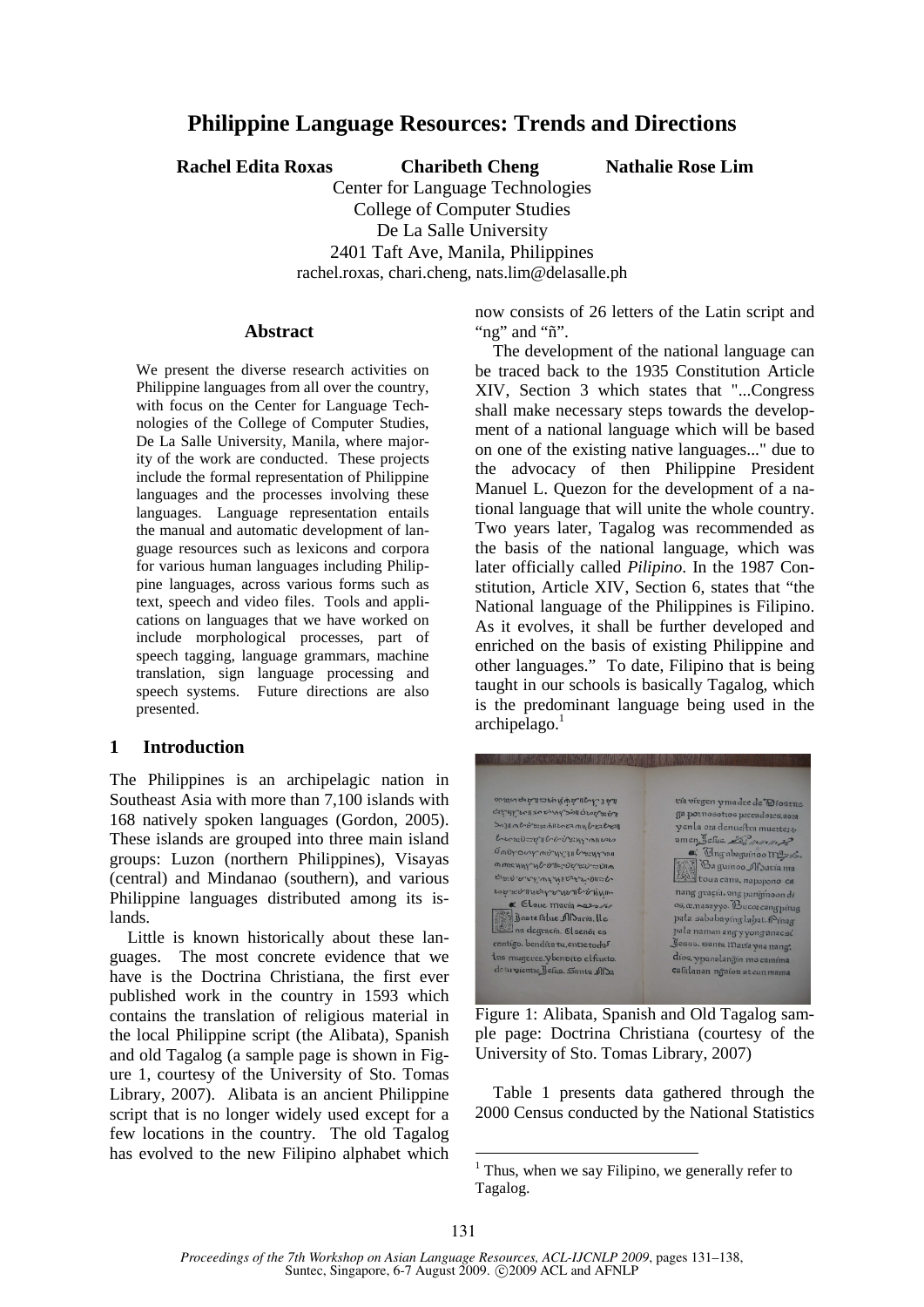# Philippine Language Resources: Trends and Directions

**Rachel Edita Roxas** **Charibeth Cheng** **Nathalie Rose Lim**

Center for Language Technologies
College of Computer Studies
De La Salle University
2401 Taft Ave, Manila, Philippines
rachel.roxas, chari.cheng, nats.lim@delasalle.ph

## Abstract

We present the diverse research activities on Philippine languages from all over the country, with focus on the Center for Language Technologies of the College of Computer Studies, De La Salle University, Manila, where majority of the work are conducted. These projects include the formal representation of Philippine languages and the processes involving these languages. Language representation entails the manual and automatic development of language resources such as lexicons and corpora for various human languages including Philippine languages, across various forms such as text, speech and video files. Tools and applications on languages that we have worked on include morphological processes, part of speech tagging, language grammars, machine translation, sign language processing and speech systems. Future directions are also presented.

## 1 Introduction

The Philippines is an archipelagic nation in Southeast Asia with more than 7,100 islands with 168 natively spoken languages (Gordon, 2005). These islands are grouped into three main island groups: Luzon (northern Philippines), Visayas (central) and Mindanao (southern), and various Philippine languages distributed among its islands.

Little is known historically about these languages. The most concrete evidence that we have is the Doctrina Christiana, the first ever published work in the country in 1593 which contains the translation of religious material in the local Philippine script (the Alibata), Spanish and old Tagalog (a sample page is shown in Figure 1, courtesy of the University of Sto. Tomas Library, 2007). Alibata is an ancient Philippine script that is no longer widely used except for a few locations in the country. The old Tagalog has evolved to the new Filipino alphabet which now consists of 26 letters of the Latin script and "ng" and "ñ".

The development of the national language can be traced back to the 1935 Constitution Article XIV, Section 3 which states that "...Congress shall make necessary steps towards the development of a national language which will be based on one of the existing native languages..." due to the advocacy of then Philippine President Manuel L. Quezon for the development of a national language that will unite the whole country. Two years later, Tagalog was recommended as the basis of the national language, which was later officially called *Pilipino*. In the 1987 Constitution, Article XIV, Section 6, states that "the National language of the Philippines is Filipino. As it evolves, it shall be further developed and enriched on the basis of existing Philippine and other languages." To date, Filipino that is being taught in our schools is basically Tagalog, which is the predominant language being used in the archipelago.[1]

Figure 1: Alibata, Spanish and Old Tagalog sample page: Doctrina Christiana (courtesy of the University of Sto. Tomas Library, 2007)

Table 1 presents data gathered through the 2000 Census conducted by the National Statistics

[1] Thus, when we say Filipino, we generally refer to Tagalog.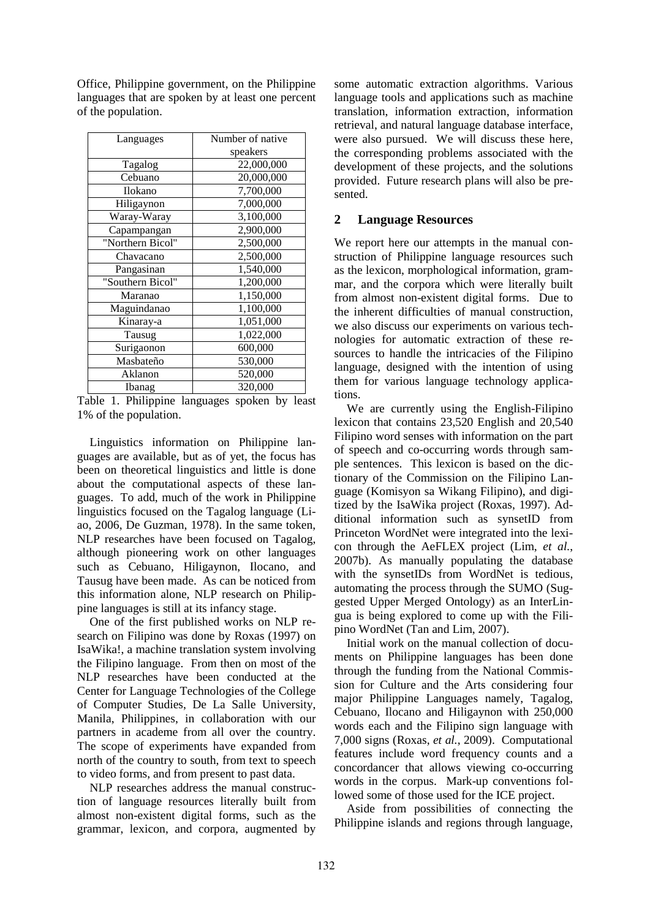Office, Philippine government, on the Philippine languages that are spoken by at least one percent of the population.

| Languages | Number of native speakers |
|---|---|
| Tagalog | 22,000,000 |
| Cebuano | 20,000,000 |
| Ilokano | 7,700,000 |
| Hiligaynon | 7,000,000 |
| Waray-Waray | 3,100,000 |
| Capampangan | 2,900,000 |
| "Northern Bicol" | 2,500,000 |
| Chavacano | 2,500,000 |
| Pangasinan | 1,540,000 |
| "Southern Bicol" | 1,200,000 |
| Maranao | 1,150,000 |
| Maguindanao | 1,100,000 |
| Kinaray-a | 1,051,000 |
| Tausug | 1,022,000 |
| Surigaonon | 600,000 |
| Masbateño | 530,000 |
| Aklanon | 520,000 |
| Ibanag | 320,000 |

Table 1. Philippine languages spoken by least 1% of the population.

Linguistics information on Philippine languages are available, but as of yet, the focus has been on theoretical linguistics and little is done about the computational aspects of these languages. To add, much of the work in Philippine linguistics focused on the Tagalog language (Liao, 2006, De Guzman, 1978). In the same token, NLP researches have been focused on Tagalog, although pioneering work on other languages such as Cebuano, Hiligaynon, Ilocano, and Tausug have been made. As can be noticed from this information alone, NLP research on Philippine languages is still at its infancy stage.

One of the first published works on NLP research on Filipino was done by Roxas (1997) on IsaWika!, a machine translation system involving the Filipino language. From then on most of the NLP researches have been conducted at the Center for Language Technologies of the College of Computer Studies, De La Salle University, Manila, Philippines, in collaboration with our partners in academe from all over the country. The scope of experiments have expanded from north of the country to south, from text to speech to video forms, and from present to past data.

NLP researches address the manual construction of language resources literally built from almost non-existent digital forms, such as the grammar, lexicon, and corpora, augmented by some automatic extraction algorithms. Various language tools and applications such as machine translation, information extraction, information retrieval, and natural language database interface, were also pursued. We will discuss these here, the corresponding problems associated with the development of these projects, and the solutions provided. Future research plans will also be presented.

## 2 Language Resources

We report here our attempts in the manual construction of Philippine language resources such as the lexicon, morphological information, grammar, and the corpora which were literally built from almost non-existent digital forms. Due to the inherent difficulties of manual construction, we also discuss our experiments on various technologies for automatic extraction of these resources to handle the intricacies of the Filipino language, designed with the intention of using them for various language technology applications.

We are currently using the English-Filipino lexicon that contains 23,520 English and 20,540 Filipino word senses with information on the part of speech and co-occurring words through sample sentences. This lexicon is based on the dictionary of the Commission on the Filipino Language (Komisyon sa Wikang Filipino), and digitized by the IsaWika project (Roxas, 1997). Additional information such as synsetID from Princeton WordNet were integrated into the lexicon through the AeFLEX project (Lim, *et al.*, 2007b). As manually populating the database with the synsetIDs from WordNet is tedious, automating the process through the SUMO (Suggested Upper Merged Ontology) as an InterLingua is being explored to come up with the Filipino WordNet (Tan and Lim, 2007).

Initial work on the manual collection of documents on Philippine languages has been done through the funding from the National Commission for Culture and the Arts considering four major Philippine Languages namely, Tagalog, Cebuano, Ilocano and Hiligaynon with 250,000 words each and the Filipino sign language with 7,000 signs (Roxas, *et al.*, 2009). Computational features include word frequency counts and a concordancer that allows viewing co-occurring words in the corpus. Mark-up conventions followed some of those used for the ICE project.

Aside from possibilities of connecting the Philippine islands and regions through language,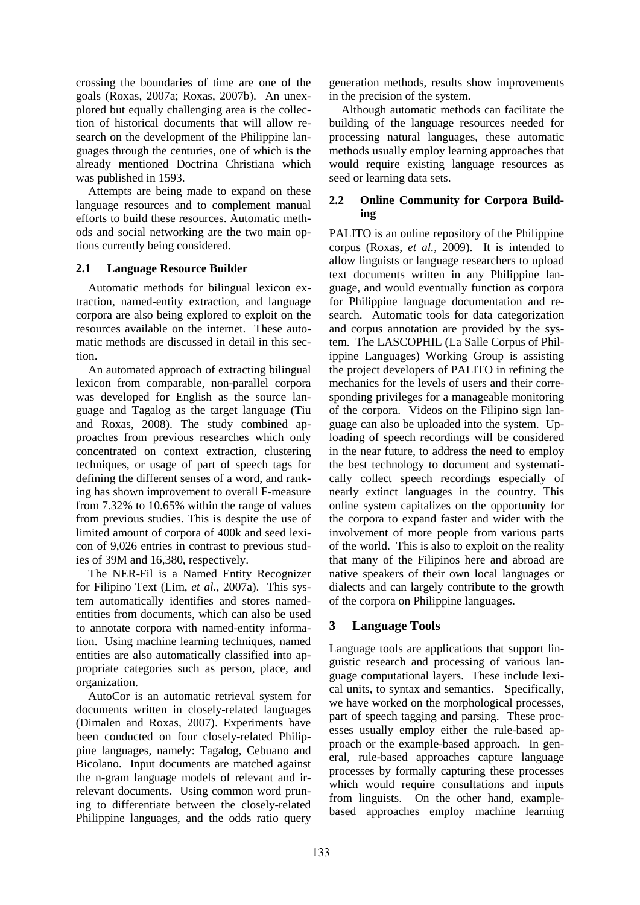crossing the boundaries of time are one of the goals (Roxas, 2007a; Roxas, 2007b). An unexplored but equally challenging area is the collection of historical documents that will allow research on the development of the Philippine languages through the centuries, one of which is the already mentioned Doctrina Christiana which was published in 1593.

Attempts are being made to expand on these language resources and to complement manual efforts to build these resources. Automatic methods and social networking are the two main options currently being considered.

### 2.1 Language Resource Builder

Automatic methods for bilingual lexicon extraction, named-entity extraction, and language corpora are also being explored to exploit on the resources available on the internet. These automatic methods are discussed in detail in this section.

An automated approach of extracting bilingual lexicon from comparable, non-parallel corpora was developed for English as the source language and Tagalog as the target language (Tiu and Roxas, 2008). The study combined approaches from previous researches which only concentrated on context extraction, clustering techniques, or usage of part of speech tags for defining the different senses of a word, and ranking has shown improvement to overall F-measure from 7.32% to 10.65% within the range of values from previous studies. This is despite the use of limited amount of corpora of 400k and seed lexicon of 9,026 entries in contrast to previous studies of 39M and 16,380, respectively.

The NER-Fil is a Named Entity Recognizer for Filipino Text (Lim, *et al.*, 2007a). This system automatically identifies and stores named-entities from documents, which can also be used to annotate corpora with named-entity information. Using machine learning techniques, named entities are also automatically classified into appropriate categories such as person, place, and organization.

AutoCor is an automatic retrieval system for documents written in closely-related languages (Dimalen and Roxas, 2007). Experiments have been conducted on four closely-related Philippine languages, namely: Tagalog, Cebuano and Bicolano. Input documents are matched against the n-gram language models of relevant and irrelevant documents. Using common word pruning to differentiate between the closely-related Philippine languages, and the odds ratio query generation methods, results show improvements in the precision of the system.

Although automatic methods can facilitate the building of the language resources needed for processing natural languages, these automatic methods usually employ learning approaches that would require existing language resources as seed or learning data sets.

### 2.2 Online Community for Corpora Building

PALITO is an online repository of the Philippine corpus (Roxas, *et al.*, 2009). It is intended to allow linguists or language researchers to upload text documents written in any Philippine language, and would eventually function as corpora for Philippine language documentation and research. Automatic tools for data categorization and corpus annotation are provided by the system. The LASCOPHIL (La Salle Corpus of Philippine Languages) Working Group is assisting the project developers of PALITO in refining the mechanics for the levels of users and their corresponding privileges for a manageable monitoring of the corpora. Videos on the Filipino sign language can also be uploaded into the system. Uploading of speech recordings will be considered in the near future, to address the need to employ the best technology to document and systematically collect speech recordings especially of nearly extinct languages in the country. This online system capitalizes on the opportunity for the corpora to expand faster and wider with the involvement of more people from various parts of the world. This is also to exploit on the reality that many of the Filipinos here and abroad are native speakers of their own local languages or dialects and can largely contribute to the growth of the corpora on Philippine languages.

## 3 Language Tools

Language tools are applications that support linguistic research and processing of various language computational layers. These include lexical units, to syntax and semantics. Specifically, we have worked on the morphological processes, part of speech tagging and parsing. These processes usually employ either the rule-based approach or the example-based approach. In general, rule-based approaches capture language processes by formally capturing these processes which would require consultations and inputs from linguists. On the other hand, example-based approaches employ machine learning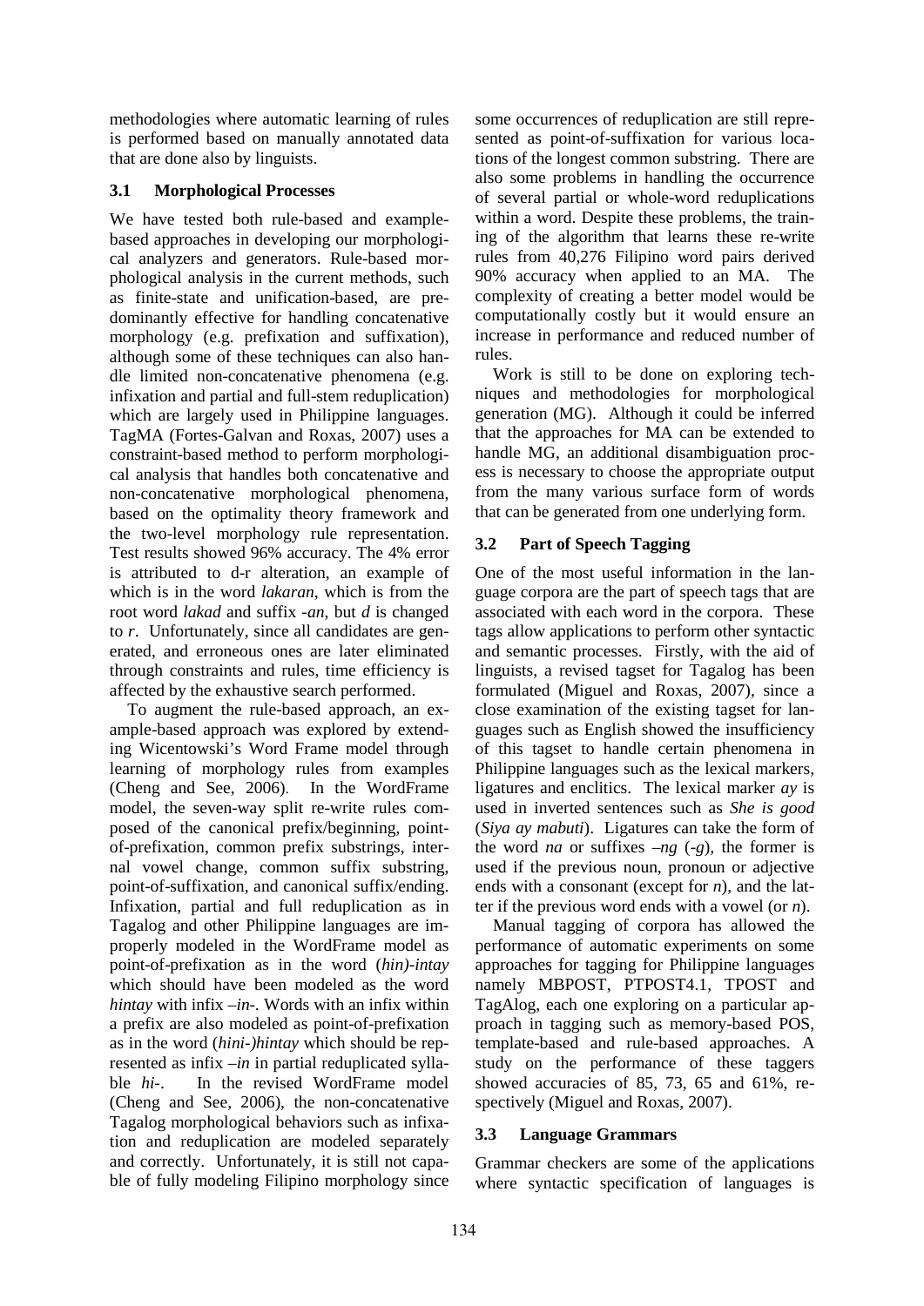methodologies where automatic learning of rules is performed based on manually annotated data that are done also by linguists.

### 3.1 Morphological Processes

We have tested both rule-based and example-based approaches in developing our morphological analyzers and generators. Rule-based morphological analysis in the current methods, such as finite-state and unification-based, are predominantly effective for handling concatenative morphology (e.g. prefixation and suffixation), although some of these techniques can also handle limited non-concatenative phenomena (e.g. infixation and partial and full-stem reduplication) which are largely used in Philippine languages. TagMA (Fortes-Galvan and Roxas, 2007) uses a constraint-based method to perform morphological analysis that handles both concatenative and non-concatenative morphological phenomena, based on the optimality theory framework and the two-level morphology rule representation. Test results showed 96% accuracy. The 4% error is attributed to d-r alteration, an example of which is in the word *lakaran*, which is from the root word *lakad* and suffix *-an*, but *d* is changed to *r*. Unfortunately, since all candidates are generated, and erroneous ones are later eliminated through constraints and rules, time efficiency is affected by the exhaustive search performed.

To augment the rule-based approach, an example-based approach was explored by extending Wicentowski's Word Frame model through learning of morphology rules from examples (Cheng and See, 2006). In the WordFrame model, the seven-way split re-write rules composed of the canonical prefix/beginning, point-of-prefixation, common prefix substrings, internal vowel change, common suffix substring, point-of-suffixation, and canonical suffix/ending. Infixation, partial and full reduplication as in Tagalog and other Philippine languages are improperly modeled in the WordFrame model as point-of-prefixation as in the word (*hin)-intay* which should have been modeled as the word *hintay* with infix *–in-*. Words with an infix within a prefix are also modeled as point-of-prefixation as in the word (*hini-)hintay* which should be represented as infix *–in* in partial reduplicated syllable *hi-*. In the revised WordFrame model (Cheng and See, 2006), the non-concatenative Tagalog morphological behaviors such as infixation and reduplication are modeled separately and correctly. Unfortunately, it is still not capable of fully modeling Filipino morphology since some occurrences of reduplication are still represented as point-of-suffixation for various locations of the longest common substring. There are also some problems in handling the occurrence of several partial or whole-word reduplications within a word. Despite these problems, the training of the algorithm that learns these re-write rules from 40,276 Filipino word pairs derived 90% accuracy when applied to an MA. The complexity of creating a better model would be computationally costly but it would ensure an increase in performance and reduced number of rules.

Work is still to be done on exploring techniques and methodologies for morphological generation (MG). Although it could be inferred that the approaches for MA can be extended to handle MG, an additional disambiguation process is necessary to choose the appropriate output from the many various surface form of words that can be generated from one underlying form.

### 3.2 Part of Speech Tagging

One of the most useful information in the language corpora are the part of speech tags that are associated with each word in the corpora. These tags allow applications to perform other syntactic and semantic processes. Firstly, with the aid of linguists, a revised tagset for Tagalog has been formulated (Miguel and Roxas, 2007), since a close examination of the existing tagset for languages such as English showed the insufficiency of this tagset to handle certain phenomena in Philippine languages such as the lexical markers, ligatures and enclitics. The lexical marker *ay* is used in inverted sentences such as *She is good* (*Siya ay mabuti*). Ligatures can take the form of the word *na* or suffixes *–ng* (*-g*), the former is used if the previous noun, pronoun or adjective ends with a consonant (except for *n*), and the latter if the previous word ends with a vowel (or *n*).

Manual tagging of corpora has allowed the performance of automatic experiments on some approaches for tagging for Philippine languages namely MBPOST, PTPOST4.1, TPOST and TagAlog, each one exploring on a particular approach in tagging such as memory-based POS, template-based and rule-based approaches. A study on the performance of these taggers showed accuracies of 85, 73, 65 and 61%, respectively (Miguel and Roxas, 2007).

### 3.3 Language Grammars

Grammar checkers are some of the applications where syntactic specification of languages is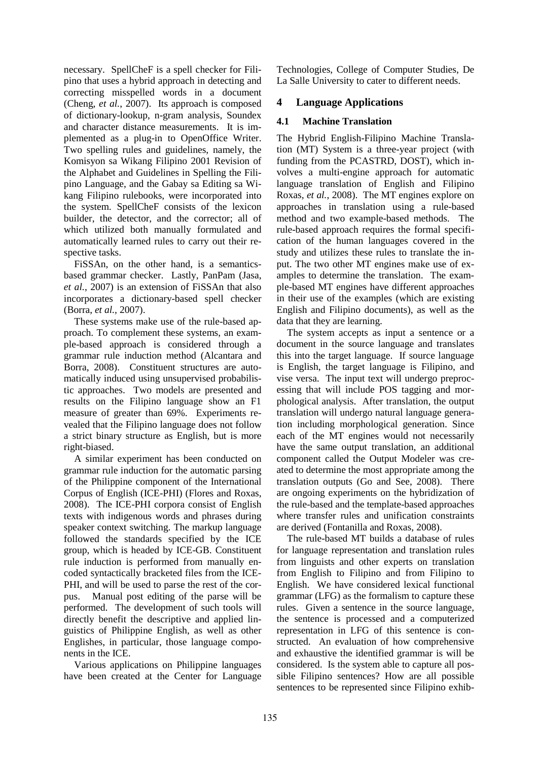necessary. SpellCheF is a spell checker for Filipino that uses a hybrid approach in detecting and correcting misspelled words in a document (Cheng, *et al.*, 2007). Its approach is composed of dictionary-lookup, n-gram analysis, Soundex and character distance measurements. It is implemented as a plug-in to OpenOffice Writer. Two spelling rules and guidelines, namely, the Komisyon sa Wikang Filipino 2001 Revision of the Alphabet and Guidelines in Spelling the Filipino Language, and the Gabay sa Editing sa Wikang Filipino rulebooks, were incorporated into the system. SpellCheF consists of the lexicon builder, the detector, and the corrector; all of which utilized both manually formulated and automatically learned rules to carry out their respective tasks.

FiSSAn, on the other hand, is a semantics-based grammar checker. Lastly, PanPam (Jasa, *et al.*, 2007) is an extension of FiSSAn that also incorporates a dictionary-based spell checker (Borra, *et al.*, 2007).

These systems make use of the rule-based approach. To complement these systems, an example-based approach is considered through a grammar rule induction method (Alcantara and Borra, 2008). Constituent structures are automatically induced using unsupervised probabilistic approaches. Two models are presented and results on the Filipino language show an F1 measure of greater than 69%. Experiments revealed that the Filipino language does not follow a strict binary structure as English, but is more right-biased.

A similar experiment has been conducted on grammar rule induction for the automatic parsing of the Philippine component of the International Corpus of English (ICE-PHI) (Flores and Roxas, 2008). The ICE-PHI corpora consist of English texts with indigenous words and phrases during speaker context switching. The markup language followed the standards specified by the ICE group, which is headed by ICE-GB. Constituent rule induction is performed from manually encoded syntactically bracketed files from the ICE-PHI, and will be used to parse the rest of the corpus. Manual post editing of the parse will be performed. The development of such tools will directly benefit the descriptive and applied linguistics of Philippine English, as well as other Englishes, in particular, those language components in the ICE.

Various applications on Philippine languages have been created at the Center for Language Technologies, College of Computer Studies, De La Salle University to cater to different needs.

## 4 Language Applications

### 4.1 Machine Translation

The Hybrid English-Filipino Machine Translation (MT) System is a three-year project (with funding from the PCASTRD, DOST), which involves a multi-engine approach for automatic language translation of English and Filipino Roxas, *et al.*, 2008). The MT engines explore on approaches in translation using a rule-based method and two example-based methods. The rule-based approach requires the formal specification of the human languages covered in the study and utilizes these rules to translate the input. The two other MT engines make use of examples to determine the translation. The example-based MT engines have different approaches in their use of the examples (which are existing English and Filipino documents), as well as the data that they are learning.

The system accepts as input a sentence or a document in the source language and translates this into the target language. If source language is English, the target language is Filipino, and vise versa. The input text will undergo preprocessing that will include POS tagging and morphological analysis. After translation, the output translation will undergo natural language generation including morphological generation. Since each of the MT engines would not necessarily have the same output translation, an additional component called the Output Modeler was created to determine the most appropriate among the translation outputs (Go and See, 2008). There are ongoing experiments on the hybridization of the rule-based and the template-based approaches where transfer rules and unification constraints are derived (Fontanilla and Roxas, 2008).

The rule-based MT builds a database of rules for language representation and translation rules from linguists and other experts on translation from English to Filipino and from Filipino to English. We have considered lexical functional grammar (LFG) as the formalism to capture these rules. Given a sentence in the source language, the sentence is processed and a computerized representation in LFG of this sentence is constructed. An evaluation of how comprehensive and exhaustive the identified grammar is will be considered. Is the system able to capture all possible Filipino sentences? How are all possible sentences to be represented since Filipino exhib-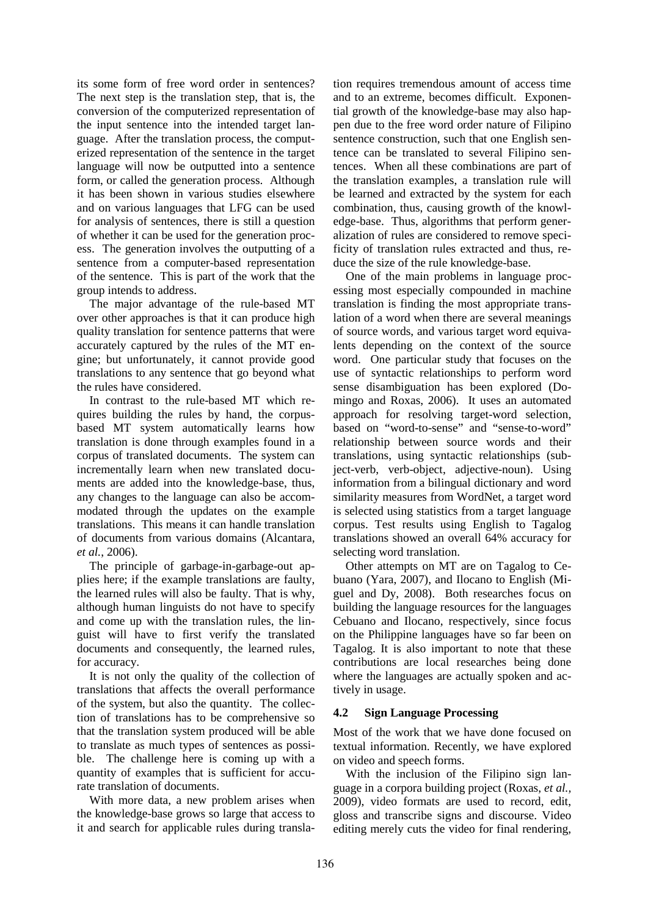its some form of free word order in sentences? The next step is the translation step, that is, the conversion of the computerized representation of the input sentence into the intended target language. After the translation process, the computerized representation of the sentence in the target language will now be outputted into a sentence form, or called the generation process. Although it has been shown in various studies elsewhere and on various languages that LFG can be used for analysis of sentences, there is still a question of whether it can be used for the generation process. The generation involves the outputting of a sentence from a computer-based representation of the sentence. This is part of the work that the group intends to address.

The major advantage of the rule-based MT over other approaches is that it can produce high quality translation for sentence patterns that were accurately captured by the rules of the MT engine; but unfortunately, it cannot provide good translations to any sentence that go beyond what the rules have considered.

In contrast to the rule-based MT which requires building the rules by hand, the corpus-based MT system automatically learns how translation is done through examples found in a corpus of translated documents. The system can incrementally learn when new translated documents are added into the knowledge-base, thus, any changes to the language can also be accommodated through the updates on the example translations. This means it can handle translation of documents from various domains (Alcantara, *et al.*, 2006).

The principle of garbage-in-garbage-out applies here; if the example translations are faulty, the learned rules will also be faulty. That is why, although human linguists do not have to specify and come up with the translation rules, the linguist will have to first verify the translated documents and consequently, the learned rules, for accuracy.

It is not only the quality of the collection of translations that affects the overall performance of the system, but also the quantity. The collection of translations has to be comprehensive so that the translation system produced will be able to translate as much types of sentences as possible. The challenge here is coming up with a quantity of examples that is sufficient for accurate translation of documents.

With more data, a new problem arises when the knowledge-base grows so large that access to it and search for applicable rules during translation requires tremendous amount of access time and to an extreme, becomes difficult. Exponential growth of the knowledge-base may also happen due to the free word order nature of Filipino sentence construction, such that one English sentence can be translated to several Filipino sentences. When all these combinations are part of the translation examples, a translation rule will be learned and extracted by the system for each combination, thus, causing growth of the knowledge-base. Thus, algorithms that perform generalization of rules are considered to remove specificity of translation rules extracted and thus, reduce the size of the rule knowledge-base.

One of the main problems in language processing most especially compounded in machine translation is finding the most appropriate translation of a word when there are several meanings of source words, and various target word equivalents depending on the context of the source word. One particular study that focuses on the use of syntactic relationships to perform word sense disambiguation has been explored (Domingo and Roxas, 2006). It uses an automated approach for resolving target-word selection, based on "word-to-sense" and "sense-to-word" relationship between source words and their translations, using syntactic relationships (subject-verb, verb-object, adjective-noun). Using information from a bilingual dictionary and word similarity measures from WordNet, a target word is selected using statistics from a target language corpus. Test results using English to Tagalog translations showed an overall 64% accuracy for selecting word translation.

Other attempts on MT are on Tagalog to Cebuano (Yara, 2007), and Ilocano to English (Miguel and Dy, 2008). Both researches focus on building the language resources for the languages Cebuano and Ilocano, respectively, since focus on the Philippine languages have so far been on Tagalog. It is also important to note that these contributions are local researches being done where the languages are actually spoken and actively in usage.

### 4.2 Sign Language Processing

Most of the work that we have done focused on textual information. Recently, we have explored on video and speech forms.

With the inclusion of the Filipino sign language in a corpora building project (Roxas, *et al.*, 2009), video formats are used to record, edit, gloss and transcribe signs and discourse. Video editing merely cuts the video for final rendering,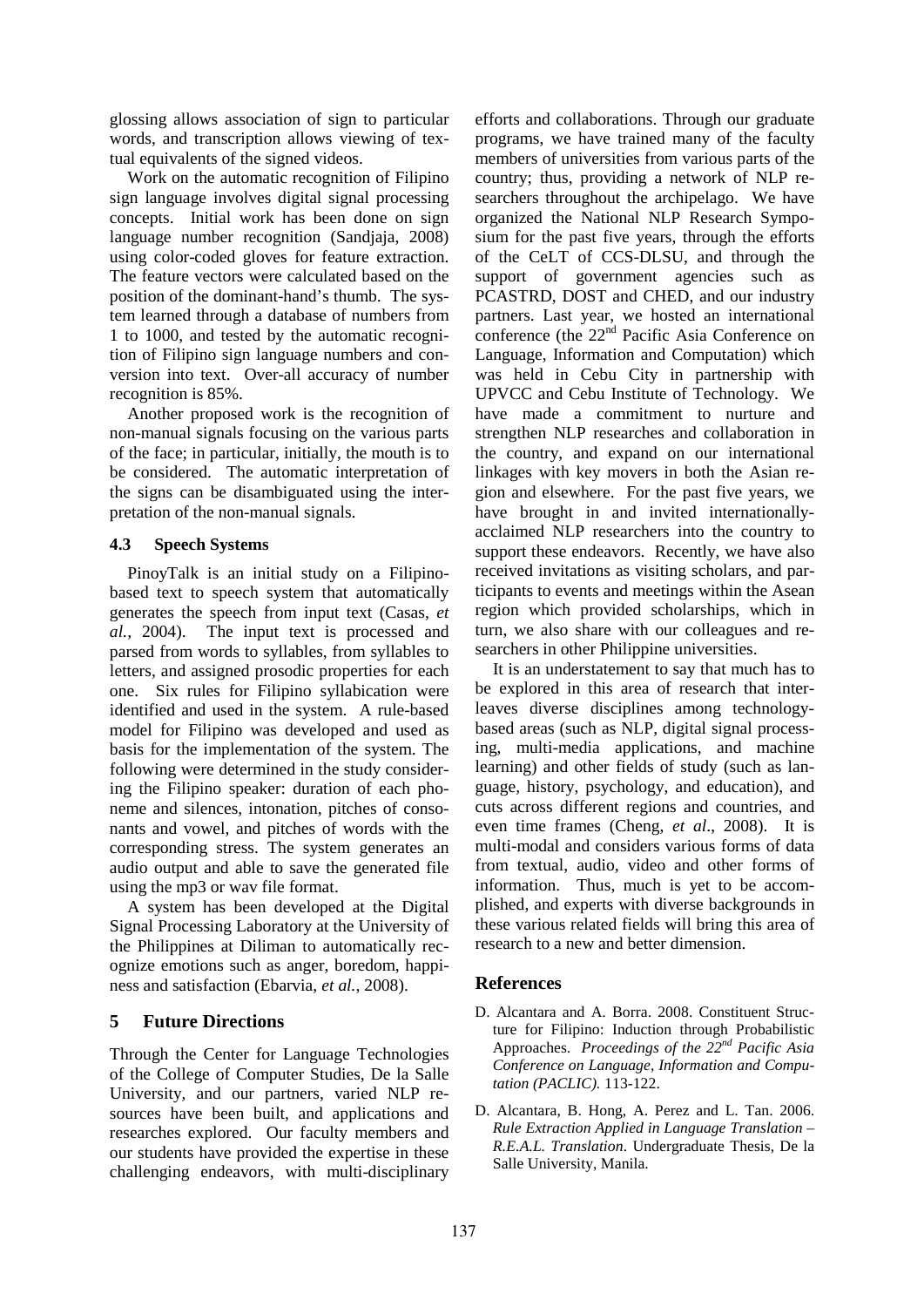glossing allows association of sign to particular words, and transcription allows viewing of textual equivalents of the signed videos.

Work on the automatic recognition of Filipino sign language involves digital signal processing concepts. Initial work has been done on sign language number recognition (Sandjaja, 2008) using color-coded gloves for feature extraction. The feature vectors were calculated based on the position of the dominant-hand's thumb. The system learned through a database of numbers from 1 to 1000, and tested by the automatic recognition of Filipino sign language numbers and conversion into text. Over-all accuracy of number recognition is 85%.

Another proposed work is the recognition of non-manual signals focusing on the various parts of the face; in particular, initially, the mouth is to be considered. The automatic interpretation of the signs can be disambiguated using the interpretation of the non-manual signals.

### 4.3 Speech Systems

PinoyTalk is an initial study on a Filipino-based text to speech system that automatically generates the speech from input text (Casas, *et al.*, 2004). The input text is processed and parsed from words to syllables, from syllables to letters, and assigned prosodic properties for each one. Six rules for Filipino syllabication were identified and used in the system. A rule-based model for Filipino was developed and used as basis for the implementation of the system. The following were determined in the study considering the Filipino speaker: duration of each phoneme and silences, intonation, pitches of consonants and vowel, and pitches of words with the corresponding stress. The system generates an audio output and able to save the generated file using the mp3 or wav file format.

A system has been developed at the Digital Signal Processing Laboratory at the University of the Philippines at Diliman to automatically recognize emotions such as anger, boredom, happiness and satisfaction (Ebarvia, *et al.*, 2008).

## 5 Future Directions

Through the Center for Language Technologies of the College of Computer Studies, De la Salle University, and our partners, varied NLP resources have been built, and applications and researches explored. Our faculty members and our students have provided the expertise in these challenging endeavors, with multi-disciplinary efforts and collaborations. Through our graduate programs, we have trained many of the faculty members of universities from various parts of the country; thus, providing a network of NLP researchers throughout the archipelago. We have organized the National NLP Research Symposium for the past five years, through the efforts of the CeLT of CCS-DLSU, and through the support of government agencies such as PCASTRD, DOST and CHED, and our industry partners. Last year, we hosted an international conference (the 22nd Pacific Asia Conference on Language, Information and Computation) which was held in Cebu City in partnership with UPVCC and Cebu Institute of Technology. We have made a commitment to nurture and strengthen NLP researches and collaboration in the country, and expand on our international linkages with key movers in both the Asian region and elsewhere. For the past five years, we have brought in and invited internationally-acclaimed NLP researchers into the country to support these endeavors. Recently, we have also received invitations as visiting scholars, and participants to events and meetings within the Asean region which provided scholarships, which in turn, we also share with our colleagues and researchers in other Philippine universities.

It is an understatement to say that much has to be explored in this area of research that interleaves diverse disciplines among technology-based areas (such as NLP, digital signal processing, multi-media applications, and machine learning) and other fields of study (such as language, history, psychology, and education), and cuts across different regions and countries, and even time frames (Cheng, *et al*., 2008). It is multi-modal and considers various forms of data from textual, audio, video and other forms of information. Thus, much is yet to be accomplished, and experts with diverse backgrounds in these various related fields will bring this area of research to a new and better dimension.

## References

D. Alcantara and A. Borra. 2008. Constituent Structure for Filipino: Induction through Probabilistic Approaches. *Proceedings of the 22nd Pacific Asia Conference on Language, Information and Computation (PACLIC).* 113-122.

D. Alcantara, B. Hong, A. Perez and L. Tan. 2006. *Rule Extraction Applied in Language Translation – R.E.A.L. Translation*. Undergraduate Thesis, De la Salle University, Manila.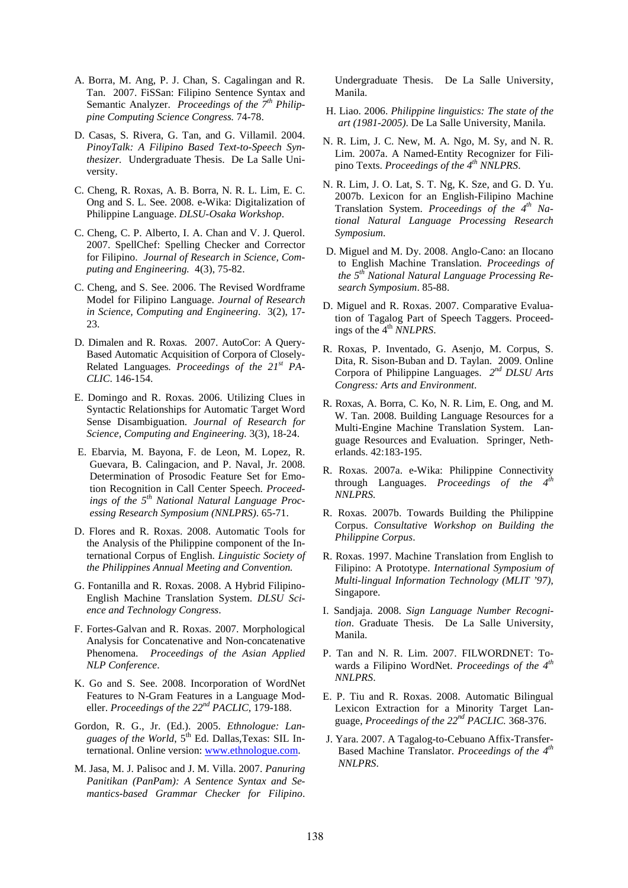A. Borra, M. Ang, P. J. Chan, S. Cagalingan and R. Tan. 2007. FiSSan: Filipino Sentence Syntax and Semantic Analyzer. *Proceedings of the 7th Philippine Computing Science Congress.* 74-78.

D. Casas, S. Rivera, G. Tan, and G. Villamil. 2004. *PinoyTalk: A Filipino Based Text-to-Speech Synthesizer.* Undergraduate Thesis. De La Salle University.

C. Cheng, R. Roxas, A. B. Borra, N. R. L. Lim, E. C. Ong and S. L. See. 2008. e-Wika: Digitalization of Philippine Language. *DLSU-Osaka Workshop*.

C. Cheng, C. P. Alberto, I. A. Chan and V. J. Querol. 2007. SpellChef: Spelling Checker and Corrector for Filipino. *Journal of Research in Science, Computing and Engineering.* 4(3), 75-82.

C. Cheng, and S. See. 2006. The Revised Wordframe Model for Filipino Language. *Journal of Research in Science, Computing and Engineering*. 3(2), 17-23.

D. Dimalen and R. Roxas. 2007. AutoCor: A Query-Based Automatic Acquisition of Corpora of Closely-Related Languages. *Proceedings of the 21st PACLIC*. 146-154.

E. Domingo and R. Roxas. 2006. Utilizing Clues in Syntactic Relationships for Automatic Target Word Sense Disambiguation. *Journal of Research for Science, Computing and Engineering.* 3(3), 18-24.

E. Ebarvia, M. Bayona, F. de Leon, M. Lopez, R. Guevara, B. Calingacion, and P. Naval, Jr. 2008. Determination of Prosodic Feature Set for Emotion Recognition in Call Center Speech. *Proceedings of the 5th National Natural Language Processing Research Symposium (NNLPRS)*. 65-71.

D. Flores and R. Roxas. 2008. Automatic Tools for the Analysis of the Philippine component of the International Corpus of English. *Linguistic Society of the Philippines Annual Meeting and Convention.*

G. Fontanilla and R. Roxas. 2008. A Hybrid Filipino-English Machine Translation System. *DLSU Science and Technology Congress*.

F. Fortes-Galvan and R. Roxas. 2007. Morphological Analysis for Concatenative and Non-concatenative Phenomena. *Proceedings of the Asian Applied NLP Conference*.

K. Go and S. See. 2008. Incorporation of WordNet Features to N-Gram Features in a Language Modeller. *Proceedings of the 22nd PACLIC,* 179-188.

Gordon, R. G., Jr. (Ed.). 2005. *Ethnologue: Languages of the World*, 5th Ed. Dallas,Texas: SIL International. Online version: www.ethnologue.com.

M. Jasa, M. J. Palisoc and J. M. Villa. 2007. *Panuring Panitikan (PanPam): A Sentence Syntax and Semantics-based Grammar Checker for Filipino*. Undergraduate Thesis. De La Salle University, Manila.

H. Liao. 2006. *Philippine linguistics: The state of the art (1981-2005)*. De La Salle University, Manila.

N. R. Lim, J. C. New, M. A. Ngo, M. Sy, and N. R. Lim. 2007a. A Named-Entity Recognizer for Filipino Texts. *Proceedings of the 4th NNLPRS*.

N. R. Lim, J. O. Lat, S. T. Ng, K. Sze, and G. D. Yu. 2007b. Lexicon for an English-Filipino Machine Translation System. *Proceedings of the 4th National Natural Language Processing Research Symposium*.

D. Miguel and M. Dy. 2008. Anglo-Cano: an Ilocano to English Machine Translation. *Proceedings of the 5th National Natural Language Processing Research Symposium*. 85-88.

D. Miguel and R. Roxas. 2007. Comparative Evaluation of Tagalog Part of Speech Taggers. Proceedings of the 4th *NNLPRS*.

R. Roxas, P. Inventado, G. Asenjo, M. Corpus, S. Dita, R. Sison-Buban and D. Taylan. 2009. Online Corpora of Philippine Languages. *2nd DLSU Arts Congress: Arts and Environment*.

R. Roxas, A. Borra, C. Ko, N. R. Lim, E. Ong, and M. W. Tan. 2008. Building Language Resources for a Multi-Engine Machine Translation System. Language Resources and Evaluation. Springer, Netherlands. 42:183-195.

R. Roxas. 2007a. e-Wika: Philippine Connectivity through Languages. *Proceedings of the 4th NNLPRS.*

R. Roxas. 2007b. Towards Building the Philippine Corpus. *Consultative Workshop on Building the Philippine Corpus*.

R. Roxas. 1997. Machine Translation from English to Filipino: A Prototype. *International Symposium of Multi-lingual Information Technology (MLIT '97)*, Singapore.

I. Sandjaja. 2008. *Sign Language Number Recognition*. Graduate Thesis. De La Salle University, Manila.

P. Tan and N. R. Lim. 2007. FILWORDNET: Towards a Filipino WordNet. *Proceedings of the 4th NNLPRS*.

E. P. Tiu and R. Roxas. 2008. Automatic Bilingual Lexicon Extraction for a Minority Target Language, *Proceedings of the 22nd PACLIC.* 368-376.

J. Yara. 2007. A Tagalog-to-Cebuano Affix-Transfer-Based Machine Translator. *Proceedings of the 4th NNLPRS*.